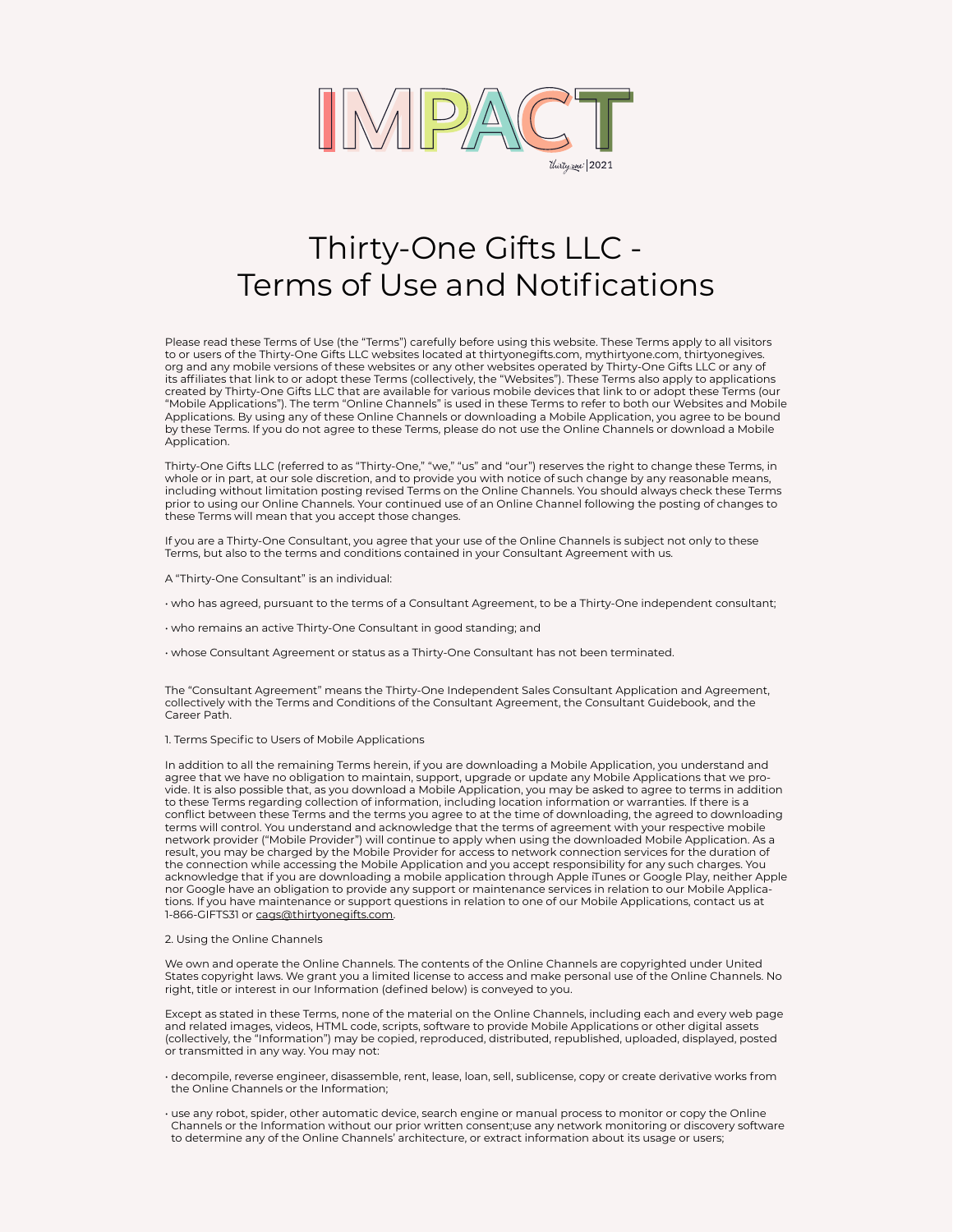IMPACT

thirty-one | 2021

# Thirty-One Gifts LLC - Terms of Use and Notifications

Please read these Terms of Use (the "Terms") carefully before using this website. These Terms apply to all visitors to or users of the Thirty-One Gifts LLC websites located at thirtyonegifts.com, mythirtyone.com, thirtyonegives.org and any mobile versions of these websites or any other websites operated by Thirty-One Gifts LLC or any of its affiliates that link to or adopt these Terms (collectively, the "Websites"). These Terms also apply to applications created by Thirty-One Gifts LLC that are available for various mobile devices that link to or adopt these Terms (our "Mobile Applications"). The term "Online Channels" is used in these Terms to refer to both our Websites and Mobile Applications. By using any of these Online Channels or downloading a Mobile Application, you agree to be bound by these Terms. If you do not agree to these Terms, please do not use the Online Channels or download a Mobile Application.

Thirty-One Gifts LLC (referred to as "Thirty-One," "we," "us" and "our") reserves the right to change these Terms, in whole or in part, at our sole discretion, and to provide you with notice of such change by any reasonable means, including without limitation posting revised Terms on the Online Channels. You should always check these Terms prior to using our Online Channels. Your continued use of an Online Channel following the posting of changes to these Terms will mean that you accept those changes.

If you are a Thirty-One Consultant, you agree that your use of the Online Channels is subject not only to these Terms, but also to the terms and conditions contained in your Consultant Agreement with us.

A "Thirty-One Consultant" is an individual:

- who has agreed, pursuant to the terms of a Consultant Agreement, to be a Thirty-One independent consultant;
- who remains an active Thirty-One Consultant in good standing; and
- whose Consultant Agreement or status as a Thirty-One Consultant has not been terminated.

The "Consultant Agreement" means the Thirty-One Independent Sales Consultant Application and Agreement, collectively with the Terms and Conditions of the Consultant Agreement, the Consultant Guidebook, and the Career Path.

1. Terms Specific to Users of Mobile Applications

In addition to all the remaining Terms herein, if you are downloading a Mobile Application, you understand and agree that we have no obligation to maintain, support, upgrade or update any Mobile Applications that we provide. It is also possible that, as you download a Mobile Application, you may be asked to agree to terms in addition to these Terms regarding collection of information, including location information or warranties. If there is a conflict between these Terms and the terms you agree to at the time of downloading, the agreed to downloading terms will control. You understand and acknowledge that the terms of agreement with your respective mobile network provider ("Mobile Provider") will continue to apply when using the downloaded Mobile Application. As a result, you may be charged by the Mobile Provider for access to network connection services for the duration of the connection while accessing the Mobile Application and you accept responsibility for any such charges. You acknowledge that if you are downloading a mobile application through Apple iTunes or Google Play, neither Apple nor Google have an obligation to provide any support or maintenance services in relation to our Mobile Applications. If you have maintenance or support questions in relation to one of our Mobile Applications, contact us at 1-866-GIFTS31 or cags@thirtyonegifts.com.

2. Using the Online Channels

We own and operate the Online Channels. The contents of the Online Channels are copyrighted under United States copyright laws. We grant you a limited license to access and make personal use of the Online Channels. No right, title or interest in our Information (defined below) is conveyed to you.

Except as stated in these Terms, none of the material on the Online Channels, including each and every web page and related images, videos, HTML code, scripts, software to provide Mobile Applications or other digital assets (collectively, the "Information") may be copied, reproduced, distributed, republished, uploaded, displayed, posted or transmitted in any way. You may not:

- decompile, reverse engineer, disassemble, rent, lease, loan, sell, sublicense, copy or create derivative works from the Online Channels or the Information;
- use any robot, spider, other automatic device, search engine or manual process to monitor or copy the Online Channels or the Information without our prior written consent;use any network monitoring or discovery software to determine any of the Online Channels' architecture, or extract information about its usage or users;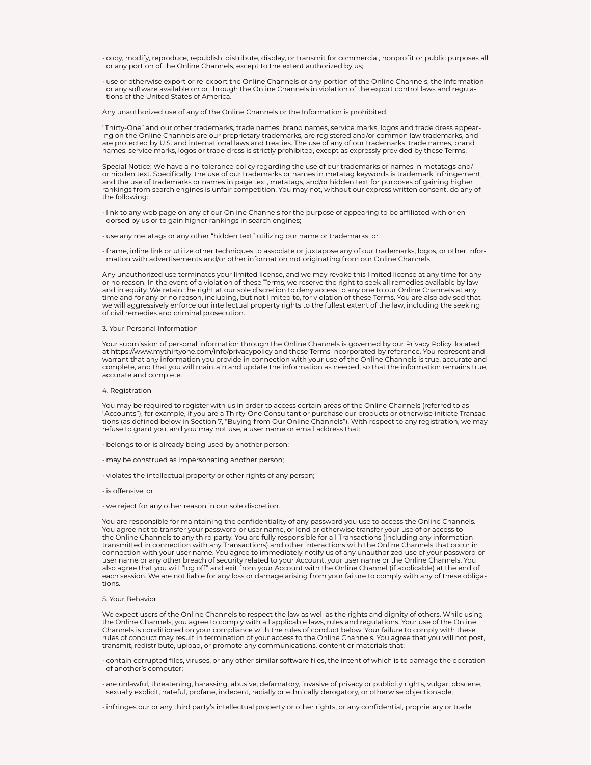- copy, modify, reproduce, republish, distribute, display, or transmit for commercial, nonprofit or public purposes all or any portion of the Online Channels, except to the extent authorized by us;
- use or otherwise export or re-export the Online Channels or any portion of the Online Channels, the Information or any software available on or through the Online Channels in violation of the export control laws and regulations of the United States of America.

Any unauthorized use of any of the Online Channels or the Information is prohibited.

"Thirty-One" and our other trademarks, trade names, brand names, service marks, logos and trade dress appearing on the Online Channels are our proprietary trademarks, are registered and/or common law trademarks, and are protected by U.S. and international laws and treaties. The use of any of our trademarks, trade names, brand names, service marks, logos or trade dress is strictly prohibited, except as expressly provided by these Terms.

Special Notice: We have a no-tolerance policy regarding the use of our trademarks or names in metatags and/or hidden text. Specifically, the use of our trademarks or names in metatag keywords is trademark infringement, and the use of trademarks or names in page text, metatags, and/or hidden text for purposes of gaining higher rankings from search engines is unfair competition. You may not, without our express written consent, do any of the following:

- link to any web page on any of our Online Channels for the purpose of appearing to be affiliated with or endorsed by us or to gain higher rankings in search engines;
- use any metatags or any other "hidden text" utilizing our name or trademarks; or
- frame, inline link or utilize other techniques to associate or juxtapose any of our trademarks, logos, or other Information with advertisements and/or other information not originating from our Online Channels.

Any unauthorized use terminates your limited license, and we may revoke this limited license at any time for any or no reason. In the event of a violation of these Terms, we reserve the right to seek all remedies available by law and in equity. We retain the right at our sole discretion to deny access to any one to our Online Channels at any time and for any or no reason, including, but not limited to, for violation of these Terms. You are also advised that we will aggressively enforce our intellectual property rights to the fullest extent of the law, including the seeking of civil remedies and criminal prosecution.

3. Your Personal Information

Your submission of personal information through the Online Channels is governed by our Privacy Policy, located at https://www.mythirtyone.com/info/privacypolicy and these Terms incorporated by reference. You represent and warrant that any information you provide in connection with your use of the Online Channels is true, accurate and complete, and that you will maintain and update the information as needed, so that the information remains true, accurate and complete.

4. Registration

You may be required to register with us in order to access certain areas of the Online Channels (referred to as "Accounts"), for example, if you are a Thirty-One Consultant or purchase our products or otherwise initiate Transactions (as defined below in Section 7, "Buying from Our Online Channels"). With respect to any registration, we may refuse to grant you, and you may not use, a user name or email address that:

- belongs to or is already being used by another person;
- may be construed as impersonating another person;
- violates the intellectual property or other rights of any person;
- is offensive; or
- we reject for any other reason in our sole discretion.

You are responsible for maintaining the confidentiality of any password you use to access the Online Channels. You agree not to transfer your password or user name, or lend or otherwise transfer your use of or access to the Online Channels to any third party. You are fully responsible for all Transactions (including any information transmitted in connection with any Transactions) and other interactions with the Online Channels that occur in connection with your user name. You agree to immediately notify us of any unauthorized use of your password or user name or any other breach of security related to your Account, your user name or the Online Channels. You also agree that you will "log off" and exit from your Account with the Online Channel (if applicable) at the end of each session. We are not liable for any loss or damage arising from your failure to comply with any of these obligations.

5. Your Behavior

We expect users of the Online Channels to respect the law as well as the rights and dignity of others. While using the Online Channels, you agree to comply with all applicable laws, rules and regulations. Your use of the Online Channels is conditioned on your compliance with the rules of conduct below. Your failure to comply with these rules of conduct may result in termination of your access to the Online Channels. You agree that you will not post, transmit, redistribute, upload, or promote any communications, content or materials that:

- contain corrupted files, viruses, or any other similar software files, the intent of which is to damage the operation of another's computer;
- are unlawful, threatening, harassing, abusive, defamatory, invasive of privacy or publicity rights, vulgar, obscene, sexually explicit, hateful, profane, indecent, racially or ethnically derogatory, or otherwise objectionable;
- infringes our or any third party's intellectual property or other rights, or any confidential, proprietary or trade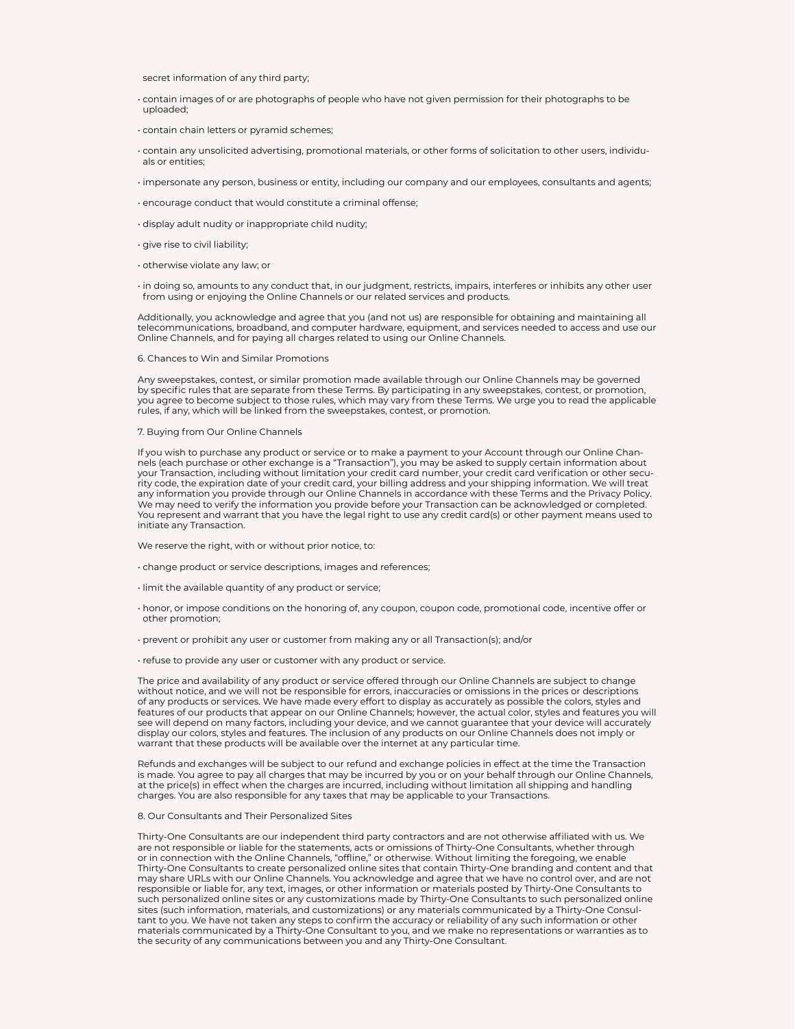secret information of any third party;

- contain images of or are photographs of people who have not given permission for their photographs to be uploaded;
- contain chain letters or pyramid schemes;
- contain any unsolicited advertising, promotional materials, or other forms of solicitation to other users, individuals or entities;
- impersonate any person, business or entity, including our company and our employees, consultants and agents;
- encourage conduct that would constitute a criminal offense;
- display adult nudity or inappropriate child nudity;
- give rise to civil liability;
- otherwise violate any law; or
- in doing so, amounts to any conduct that, in our judgment, restricts, impairs, interferes or inhibits any other user from using or enjoying the Online Channels or our related services and products.

Additionally, you acknowledge and agree that you (and not us) are responsible for obtaining and maintaining all telecommunications, broadband, and computer hardware, equipment, and services needed to access and use our Online Channels, and for paying all charges related to using our Online Channels.

## 6. Chances to Win and Similar Promotions

Any sweepstakes, contest, or similar promotion made available through our Online Channels may be governed by specific rules that are separate from these Terms. By participating in any sweepstakes, contest, or promotion, you agree to become subject to those rules, which may vary from these Terms. We urge you to read the applicable rules, if any, which will be linked from the sweepstakes, contest, or promotion.

## 7. Buying from Our Online Channels

If you wish to purchase any product or service or to make a payment to your Account through our Online Channels (each purchase or other exchange is a "Transaction"), you may be asked to supply certain information about your Transaction, including without limitation your credit card number, your credit card verification or other security code, the expiration date of your credit card, your billing address and your shipping information. We will treat any information you provide through our Online Channels in accordance with these Terms and the Privacy Policy. We may need to verify the information you provide before your Transaction can be acknowledged or completed. You represent and warrant that you have the legal right to use any credit card(s) or other payment means used to initiate any Transaction.

We reserve the right, with or without prior notice, to:

- change product or service descriptions, images and references;
- limit the available quantity of any product or service;
- honor, or impose conditions on the honoring of, any coupon, coupon code, promotional code, incentive offer or other promotion;
- prevent or prohibit any user or customer from making any or all Transaction(s); and/or
- refuse to provide any user or customer with any product or service.

The price and availability of any product or service offered through our Online Channels are subject to change without notice, and we will not be responsible for errors, inaccuracies or omissions in the prices or descriptions of any products or services. We have made every effort to display as accurately as possible the colors, styles and features of our products that appear on our Online Channels; however, the actual color, styles and features you will see will depend on many factors, including your device, and we cannot guarantee that your device will accurately display our colors, styles and features. The inclusion of any products on our Online Channels does not imply or warrant that these products will be available over the internet at any particular time.

Refunds and exchanges will be subject to our refund and exchange policies in effect at the time the Transaction is made. You agree to pay all charges that may be incurred by you or on your behalf through our Online Channels, at the price(s) in effect when the charges are incurred, including without limitation all shipping and handling charges. You are also responsible for any taxes that may be applicable to your Transactions.

## 8. Our Consultants and Their Personalized Sites

Thirty-One Consultants are our independent third party contractors and are not otherwise affiliated with us. We are not responsible or liable for the statements, acts or omissions of Thirty-One Consultants, whether through or in connection with the Online Channels, "offline," or otherwise. Without limiting the foregoing, we enable Thirty-One Consultants to create personalized online sites that contain Thirty-One branding and content and that may share URLs with our Online Channels. You acknowledge and agree that we have no control over, and are not responsible or liable for, any text, images, or other information or materials posted by Thirty-One Consultants to such personalized online sites or any customizations made by Thirty-One Consultants to such personalized online sites (such information, materials, and customizations) or any materials communicated by a Thirty-One Consultant to you. We have not taken any steps to confirm the accuracy or reliability of any such information or other materials communicated by a Thirty-One Consultant to you, and we make no representations or warranties as to the security of any communications between you and any Thirty-One Consultant.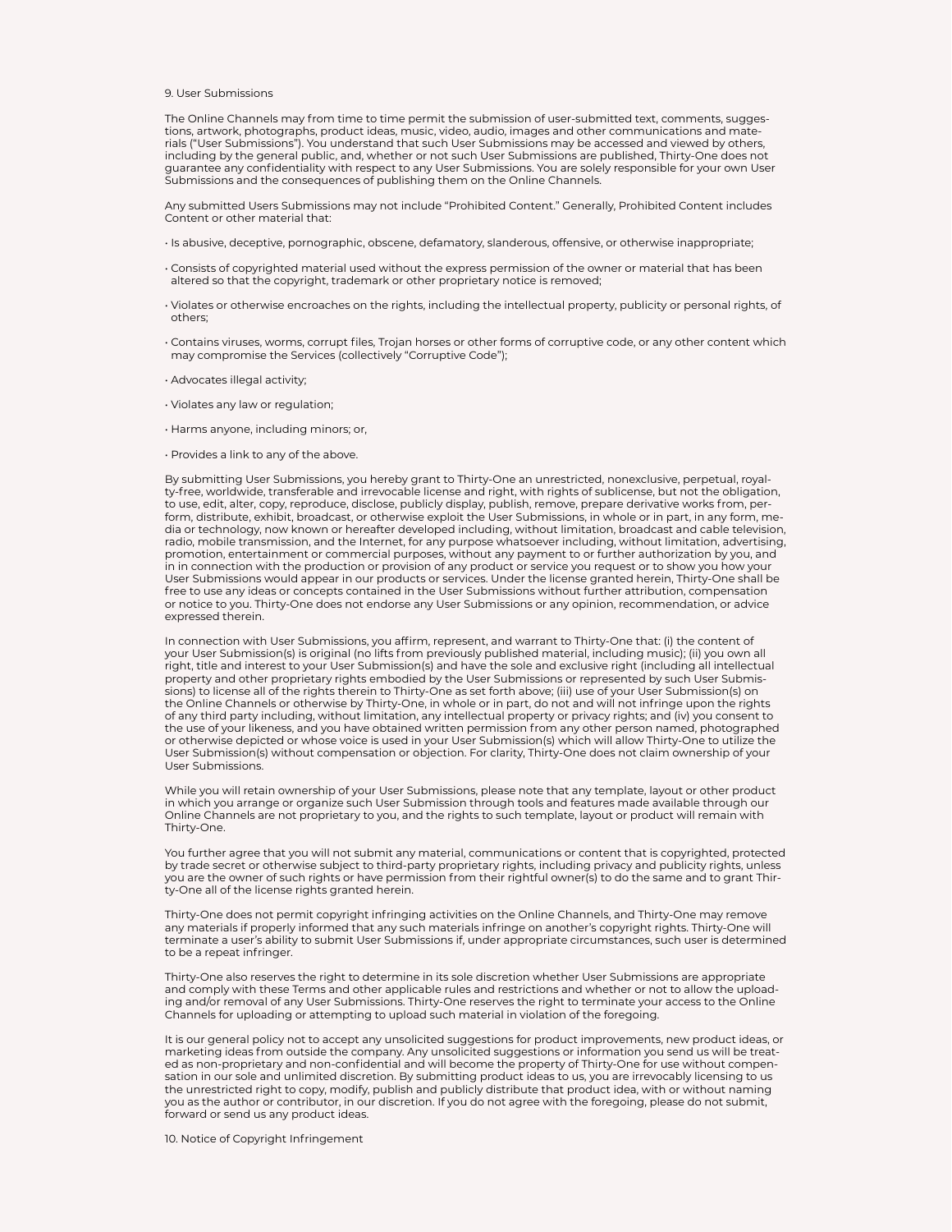## 9. User Submissions

The Online Channels may from time to time permit the submission of user-submitted text, comments, suggestions, artwork, photographs, product ideas, music, video, audio, images and other communications and materials ("User Submissions"). You understand that such User Submissions may be accessed and viewed by others, including by the general public, and, whether or not such User Submissions are published, Thirty-One does not guarantee any confidentiality with respect to any User Submissions. You are solely responsible for your own User Submissions and the consequences of publishing them on the Online Channels.

Any submitted Users Submissions may not include "Prohibited Content." Generally, Prohibited Content includes Content or other material that:

- Is abusive, deceptive, pornographic, obscene, defamatory, slanderous, offensive, or otherwise inappropriate;
- Consists of copyrighted material used without the express permission of the owner or material that has been altered so that the copyright, trademark or other proprietary notice is removed;
- Violates or otherwise encroaches on the rights, including the intellectual property, publicity or personal rights, of others;
- Contains viruses, worms, corrupt files, Trojan horses or other forms of corruptive code, or any other content which may compromise the Services (collectively "Corruptive Code");
- Advocates illegal activity;
- Violates any law or regulation;
- Harms anyone, including minors; or,
- Provides a link to any of the above.

By submitting User Submissions, you hereby grant to Thirty-One an unrestricted, nonexclusive, perpetual, royalty-free, worldwide, transferable and irrevocable license and right, with rights of sublicense, but not the obligation, to use, edit, alter, copy, reproduce, disclose, publicly display, publish, remove, prepare derivative works from, perform, distribute, exhibit, broadcast, or otherwise exploit the User Submissions, in whole or in part, in any form, media or technology, now known or hereafter developed including, without limitation, broadcast and cable television, radio, mobile transmission, and the Internet, for any purpose whatsoever including, without limitation, advertising, promotion, entertainment or commercial purposes, without any payment to or further authorization by you, and in in connection with the production or provision of any product or service you request or to show you how your User Submissions would appear in our products or services. Under the license granted herein, Thirty-One shall be free to use any ideas or concepts contained in the User Submissions without further attribution, compensation or notice to you. Thirty-One does not endorse any User Submissions or any opinion, recommendation, or advice expressed therein.

In connection with User Submissions, you affirm, represent, and warrant to Thirty-One that: (i) the content of your User Submission(s) is original (no lifts from previously published material, including music); (ii) you own all right, title and interest to your User Submission(s) and have the sole and exclusive right (including all intellectual property and other proprietary rights embodied by the User Submissions or represented by such User Submissions) to license all of the rights therein to Thirty-One as set forth above; (iii) use of your User Submission(s) on the Online Channels or otherwise by Thirty-One, in whole or in part, do not and will not infringe upon the rights of any third party including, without limitation, any intellectual property or privacy rights; and (iv) you consent to the use of your likeness, and you have obtained written permission from any other person named, photographed or otherwise depicted or whose voice is used in your User Submission(s) which will allow Thirty-One to utilize the User Submission(s) without compensation or objection. For clarity, Thirty-One does not claim ownership of your User Submissions.

While you will retain ownership of your User Submissions, please note that any template, layout or other product in which you arrange or organize such User Submission through tools and features made available through our Online Channels are not proprietary to you, and the rights to such template, layout or product will remain with Thirty-One.

You further agree that you will not submit any material, communications or content that is copyrighted, protected by trade secret or otherwise subject to third-party proprietary rights, including privacy and publicity rights, unless you are the owner of such rights or have permission from their rightful owner(s) to do the same and to grant Thirty-One all of the license rights granted herein.

Thirty-One does not permit copyright infringing activities on the Online Channels, and Thirty-One may remove any materials if properly informed that any such materials infringe on another's copyright rights. Thirty-One will terminate a user's ability to submit User Submissions if, under appropriate circumstances, such user is determined to be a repeat infringer.

Thirty-One also reserves the right to determine in its sole discretion whether User Submissions are appropriate and comply with these Terms and other applicable rules and restrictions and whether or not to allow the uploading and/or removal of any User Submissions. Thirty-One reserves the right to terminate your access to the Online Channels for uploading or attempting to upload such material in violation of the foregoing.

It is our general policy not to accept any unsolicited suggestions for product improvements, new product ideas, or marketing ideas from outside the company. Any unsolicited suggestions or information you send us will be treated as non-proprietary and non-confidential and will become the property of Thirty-One for use without compensation in our sole and unlimited discretion. By submitting product ideas to us, you are irrevocably licensing to us the unrestricted right to copy, modify, publish and publicly distribute that product idea, with or without naming you as the author or contributor, in our discretion. If you do not agree with the foregoing, please do not submit, forward or send us any product ideas.

## 10. Notice of Copyright Infringement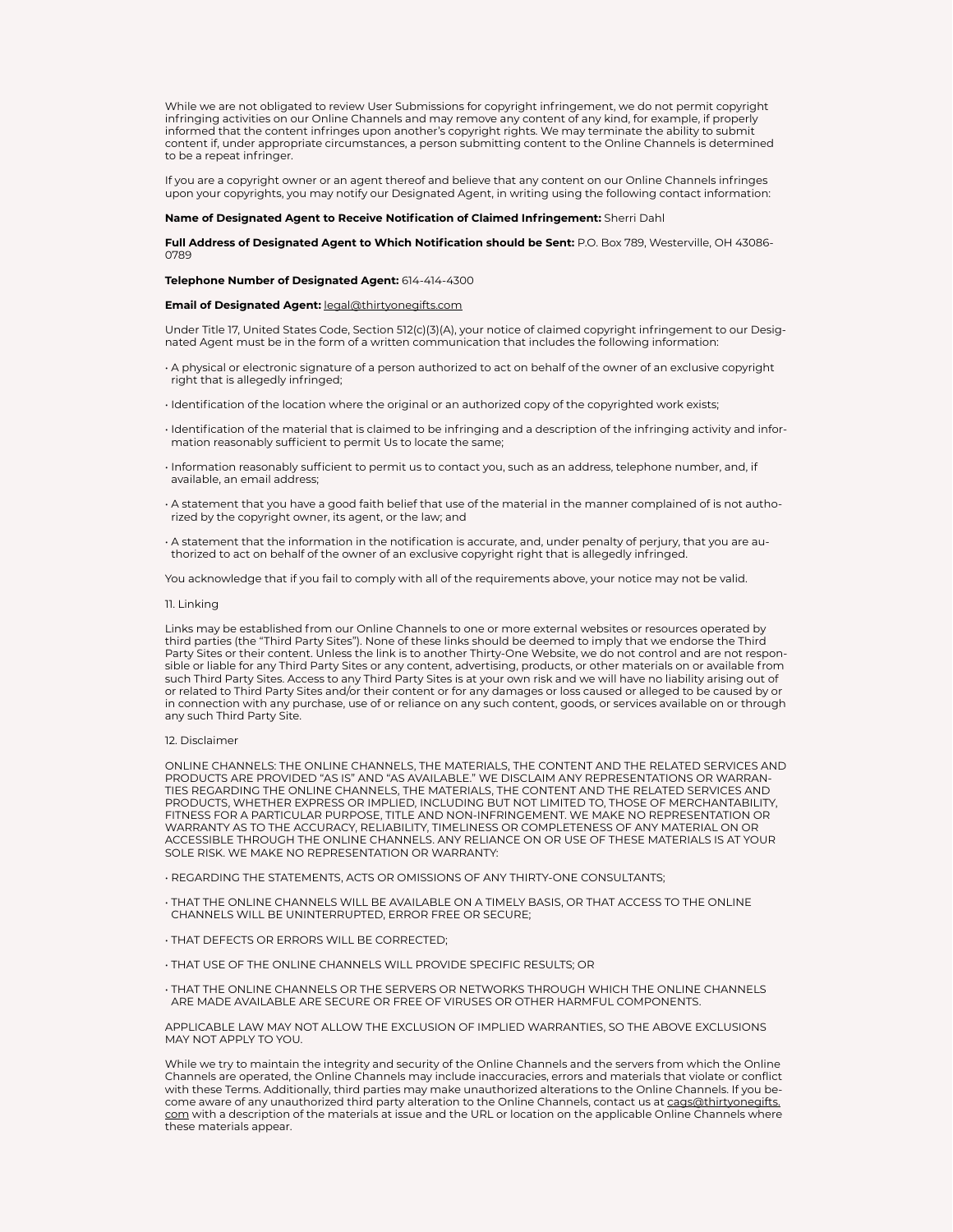While we are not obligated to review User Submissions for copyright infringement, we do not permit copyright infringing activities on our Online Channels and may remove any content of any kind, for example, if properly informed that the content infringes upon another's copyright rights. We may terminate the ability to submit content if, under appropriate circumstances, a person submitting content to the Online Channels is determined to be a repeat infringer.

If you are a copyright owner or an agent thereof and believe that any content on our Online Channels infringes upon your copyrights, you may notify our Designated Agent, in writing using the following contact information:

**Name of Designated Agent to Receive Notification of Claimed Infringement:** Sherri Dahl

**Full Address of Designated Agent to Which Notification should be Sent:** P.O. Box 789, Westerville, OH 43086-0789

**Telephone Number of Designated Agent:** 614-414-4300

**Email of Designated Agent:** legal@thirtyonegifts.com

Under Title 17, United States Code, Section 512(c)(3)(A), your notice of claimed copyright infringement to our Designated Agent must be in the form of a written communication that includes the following information:

- A physical or electronic signature of a person authorized to act on behalf of the owner of an exclusive copyright right that is allegedly infringed;
- Identification of the location where the original or an authorized copy of the copyrighted work exists;
- Identification of the material that is claimed to be infringing and a description of the infringing activity and information reasonably sufficient to permit Us to locate the same;
- Information reasonably sufficient to permit us to contact you, such as an address, telephone number, and, if available, an email address;
- A statement that you have a good faith belief that use of the material in the manner complained of is not authorized by the copyright owner, its agent, or the law; and
- A statement that the information in the notification is accurate, and, under penalty of perjury, that you are authorized to act on behalf of the owner of an exclusive copyright right that is allegedly infringed.

You acknowledge that if you fail to comply with all of the requirements above, your notice may not be valid.

## 11. Linking

Links may be established from our Online Channels to one or more external websites or resources operated by third parties (the "Third Party Sites"). None of these links should be deemed to imply that we endorse the Third Party Sites or their content. Unless the link is to another Thirty-One Website, we do not control and are not responsible or liable for any Third Party Sites or any content, advertising, products, or other materials on or available from such Third Party Sites. Access to any Third Party Sites is at your own risk and we will have no liability arising out of or related to Third Party Sites and/or their content or for any damages or loss caused or alleged to be caused by or in connection with any purchase, use of or reliance on any such content, goods, or services available on or through any such Third Party Site.

## 12. Disclaimer

ONLINE CHANNELS: THE ONLINE CHANNELS, THE MATERIALS, THE CONTENT AND THE RELATED SERVICES AND PRODUCTS ARE PROVIDED "AS IS" AND "AS AVAILABLE." WE DISCLAIM ANY REPRESENTATIONS OR WARRANTIES REGARDING THE ONLINE CHANNELS, THE MATERIALS, THE CONTENT AND THE RELATED SERVICES AND PRODUCTS, WHETHER EXPRESS OR IMPLIED, INCLUDING BUT NOT LIMITED TO, THOSE OF MERCHANTABILITY, FITNESS FOR A PARTICULAR PURPOSE, TITLE AND NON-INFRINGEMENT. WE MAKE NO REPRESENTATION OR WARRANTY AS TO THE ACCURACY, RELIABILITY, TIMELINESS OR COMPLETENESS OF ANY MATERIAL ON OR ACCESSIBLE THROUGH THE ONLINE CHANNELS. ANY RELIANCE ON OR USE OF THESE MATERIALS IS AT YOUR SOLE RISK. WE MAKE NO REPRESENTATION OR WARRANTY:

- REGARDING THE STATEMENTS, ACTS OR OMISSIONS OF ANY THIRTY-ONE CONSULTANTS;
- THAT THE ONLINE CHANNELS WILL BE AVAILABLE ON A TIMELY BASIS, OR THAT ACCESS TO THE ONLINE CHANNELS WILL BE UNINTERRUPTED, ERROR FREE OR SECURE;
- THAT DEFECTS OR ERRORS WILL BE CORRECTED;
- THAT USE OF THE ONLINE CHANNELS WILL PROVIDE SPECIFIC RESULTS; OR
- THAT THE ONLINE CHANNELS OR THE SERVERS OR NETWORKS THROUGH WHICH THE ONLINE CHANNELS ARE MADE AVAILABLE ARE SECURE OR FREE OF VIRUSES OR OTHER HARMFUL COMPONENTS.

APPLICABLE LAW MAY NOT ALLOW THE EXCLUSION OF IMPLIED WARRANTIES, SO THE ABOVE EXCLUSIONS MAY NOT APPLY TO YOU.

While we try to maintain the integrity and security of the Online Channels and the servers from which the Online Channels are operated, the Online Channels may include inaccuracies, errors and materials that violate or conflict with these Terms. Additionally, third parties may make unauthorized alterations to the Online Channels. If you become aware of any unauthorized third party alteration to the Online Channels, contact us at cags@thirtyonegifts.com with a description of the materials at issue and the URL or location on the applicable Online Channels where these materials appear.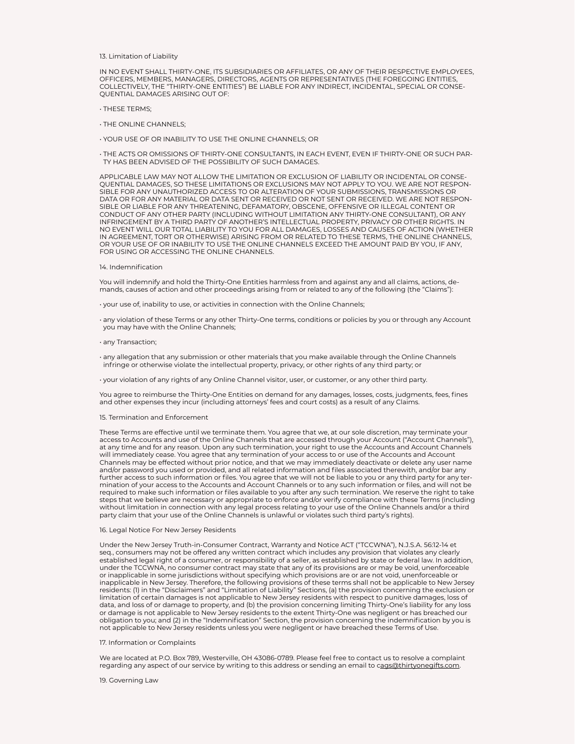## 13. Limitation of Liability

IN NO EVENT SHALL THIRTY-ONE, ITS SUBSIDIARIES OR AFFILIATES, OR ANY OF THEIR RESPECTIVE EMPLOYEES, OFFICERS, MEMBERS, MANAGERS, DIRECTORS, AGENTS OR REPRESENTATIVES (THE FOREGOING ENTITIES, COLLECTIVELY, THE "THIRTY-ONE ENTITIES") BE LIABLE FOR ANY INDIRECT, INCIDENTAL, SPECIAL OR CONSEQUENTIAL DAMAGES ARISING OUT OF:

- THESE TERMS;
- THE ONLINE CHANNELS;
- YOUR USE OF OR INABILITY TO USE THE ONLINE CHANNELS; OR
- THE ACTS OR OMISSIONS OF THIRTY-ONE CONSULTANTS, IN EACH EVENT, EVEN IF THIRTY-ONE OR SUCH PARTY HAS BEEN ADVISED OF THE POSSIBILITY OF SUCH DAMAGES.

APPLICABLE LAW MAY NOT ALLOW THE LIMITATION OR EXCLUSION OF LIABILITY OR INCIDENTAL OR CONSEQUENTIAL DAMAGES, SO THESE LIMITATIONS OR EXCLUSIONS MAY NOT APPLY TO YOU. WE ARE NOT RESPONSIBLE FOR ANY UNAUTHORIZED ACCESS TO OR ALTERATION OF YOUR SUBMISSIONS, TRANSMISSIONS OR DATA OR FOR ANY MATERIAL OR DATA SENT OR RECEIVED OR NOT SENT OR RECEIVED. WE ARE NOT RESPONSIBLE OR LIABLE FOR ANY THREATENING, DEFAMATORY, OBSCENE, OFFENSIVE OR ILLEGAL CONTENT OR CONDUCT OF ANY OTHER PARTY (INCLUDING WITHOUT LIMITATION ANY THIRTY-ONE CONSULTANT), OR ANY INFRINGEMENT BY A THIRD PARTY OF ANOTHER'S INTELLECTUAL PROPERTY, PRIVACY OR OTHER RIGHTS. IN NO EVENT WILL OUR TOTAL LIABILITY TO YOU FOR ALL DAMAGES, LOSSES AND CAUSES OF ACTION (WHETHER IN AGREEMENT, TORT OR OTHERWISE) ARISING FROM OR RELATED TO THESE TERMS, THE ONLINE CHANNELS, OR YOUR USE OF OR INABILITY TO USE THE ONLINE CHANNELS EXCEED THE AMOUNT PAID BY YOU, IF ANY, FOR USING OR ACCESSING THE ONLINE CHANNELS.

## 14. Indemnification

You will indemnify and hold the Thirty-One Entities harmless from and against any and all claims, actions, demands, causes of action and other proceedings arising from or related to any of the following (the "Claims"):

- your use of, inability to use, or activities in connection with the Online Channels;
- any violation of these Terms or any other Thirty-One terms, conditions or policies by you or through any Account you may have with the Online Channels;
- any Transaction;
- any allegation that any submission or other materials that you make available through the Online Channels infringe or otherwise violate the intellectual property, privacy, or other rights of any third party; or
- your violation of any rights of any Online Channel visitor, user, or customer, or any other third party.

You agree to reimburse the Thirty-One Entities on demand for any damages, losses, costs, judgments, fees, fines and other expenses they incur (including attorneys' fees and court costs) as a result of any Claims.

## 15. Termination and Enforcement

These Terms are effective until we terminate them. You agree that we, at our sole discretion, may terminate your access to Accounts and use of the Online Channels that are accessed through your Account ("Account Channels"), at any time and for any reason. Upon any such termination, your right to use the Accounts and Account Channels will immediately cease. You agree that any termination of your access to or use of the Accounts and Account Channels may be effected without prior notice, and that we may immediately deactivate or delete any user name and/or password you used or provided, and all related information and files associated therewith, and/or bar any further access to such information or files. You agree that we will not be liable to you or any third party for any termination of your access to the Accounts and Account Channels or to any such information or files, and will not be required to make such information or files available to you after any such termination. We reserve the right to take steps that we believe are necessary or appropriate to enforce and/or verify compliance with these Terms (including without limitation in connection with any legal process relating to your use of the Online Channels and/or a third party claim that your use of the Online Channels is unlawful or violates such third party's rights).

## 16. Legal Notice For New Jersey Residents

Under the New Jersey Truth-in-Consumer Contract, Warranty and Notice ACT ("TCCWNA"), N.J.S.A. 56:12-14 et seq., consumers may not be offered any written contract which includes any provision that violates any clearly established legal right of a consumer, or responsibility of a seller, as established by state or federal law. In addition, under the TCCWNA, no consumer contract may state that any of its provisions are or may be void, unenforceable or inapplicable in some jurisdictions without specifying which provisions are or are not void, unenforceable or inapplicable in New Jersey. Therefore, the following provisions of these terms shall not be applicable to New Jersey residents: (1) in the "Disclaimers" and "Limitation of Liability" Sections, (a) the provision concerning the exclusion or limitation of certain damages is not applicable to New Jersey residents with respect to punitive damages, loss of data, and loss of or damage to property, and (b) the provision concerning limiting Thirty-One's liability for any loss or damage is not applicable to New Jersey residents to the extent Thirty-One was negligent or has breached our obligation to you; and (2) in the "Indemnification" Section, the provision concerning the indemnification by you is not applicable to New Jersey residents unless you were negligent or have breached these Terms of Use.

## 17. Information or Complaints

We are located at P.O. Box 789, Westerville, OH 43086-0789. Please feel free to contact us to resolve a complaint regarding any aspect of our service by writing to this address or sending an email to cags@thirtyonegifts.com.

## 19. Governing Law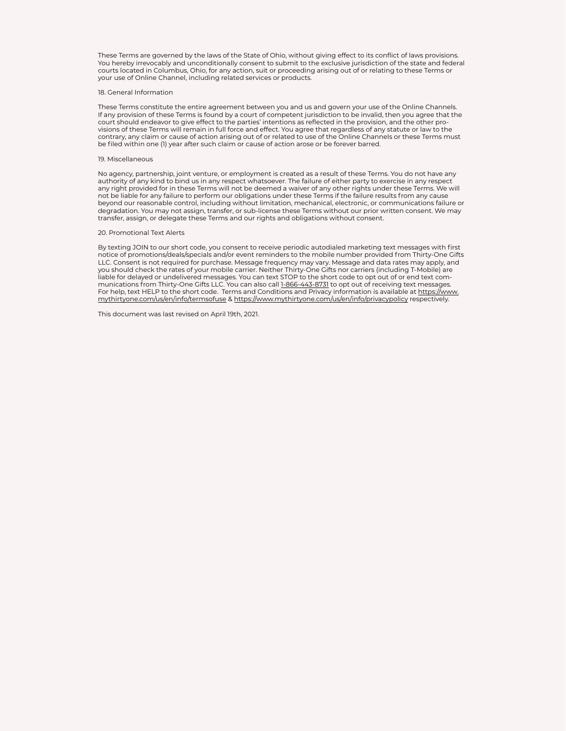These Terms are governed by the laws of the State of Ohio, without giving effect to its conflict of laws provisions. You hereby irrevocably and unconditionally consent to submit to the exclusive jurisdiction of the state and federal courts located in Columbus, Ohio, for any action, suit or proceeding arising out of or relating to these Terms or your use of Online Channel, including related services or products.

## 18. General Information

These Terms constitute the entire agreement between you and us and govern your use of the Online Channels. If any provision of these Terms is found by a court of competent jurisdiction to be invalid, then you agree that the court should endeavor to give effect to the parties' intentions as reflected in the provision, and the other provisions of these Terms will remain in full force and effect. You agree that regardless of any statute or law to the contrary, any claim or cause of action arising out of or related to use of the Online Channels or these Terms must be filed within one (1) year after such claim or cause of action arose or be forever barred.

## 19. Miscellaneous

No agency, partnership, joint venture, or employment is created as a result of these Terms. You do not have any authority of any kind to bind us in any respect whatsoever. The failure of either party to exercise in any respect any right provided for in these Terms will not be deemed a waiver of any other rights under these Terms. We will not be liable for any failure to perform our obligations under these Terms if the failure results from any cause beyond our reasonable control, including without limitation, mechanical, electronic, or communications failure or degradation. You may not assign, transfer, or sub-license these Terms without our prior written consent. We may transfer, assign, or delegate these Terms and our rights and obligations without consent.

## 20. Promotional Text Alerts

By texting JOIN to our short code, you consent to receive periodic autodialed marketing text messages with first notice of promotions/deals/specials and/or event reminders to the mobile number provided from Thirty-One Gifts LLC. Consent is not required for purchase. Message frequency may vary. Message and data rates may apply, and you should check the rates of your mobile carrier. Neither Thirty-One Gifts nor carriers (including T-Mobile) are liable for delayed or undelivered messages. You can text STOP to the short code to opt out of or end text communications from Thirty-One Gifts LLC. You can also call 1-866-443-8731 to opt out of receiving text messages. For help, text HELP to the short code. Terms and Conditions and Privacy information is available at https://www.mythirtyone.com/us/en/info/termsofuse & https://www.mythirtyone.com/us/en/info/privacypolicy respectively.

This document was last revised on April 19th, 2021.